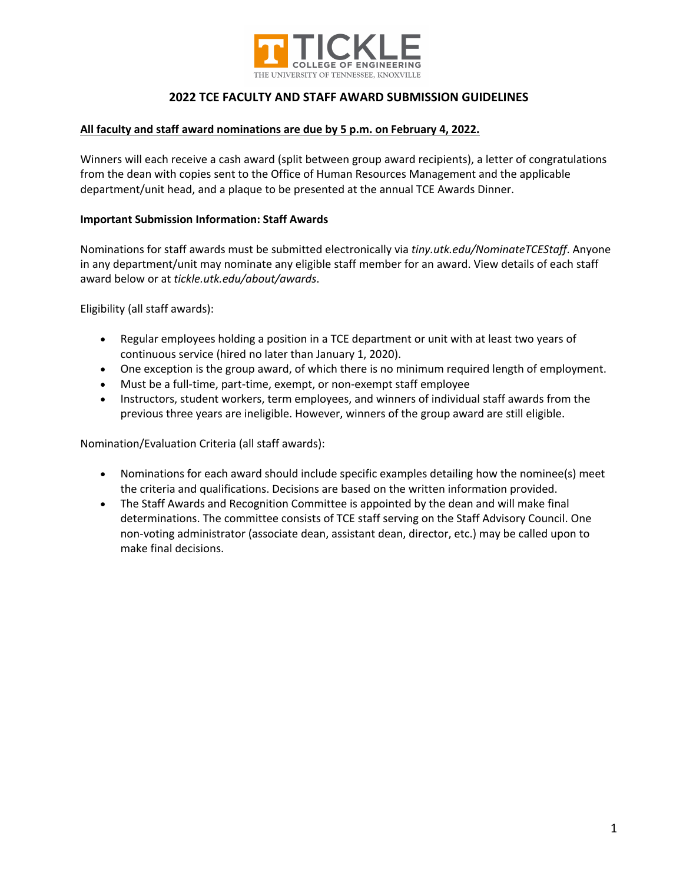# 2022 TCE FACULTY AND STAFF AWARD SUBMISSION GUIDELINES

**All faculty and staff award nominations are due by 5 p.m. on February 4, 2022.**

Winners will each receive a cash award (split between group award recipients), a letter of congratulations from the dean with copies sent to the Office of Human Resources Management and the applicable department/unit head, and a plaque to be presented at the annual TCE Awards Dinner.

**Important Submission Information: Staff Awards**

Nominations for staff awards must be submitted electronically via *tiny.utk.edu/NominateTCEStaff*. Anyone in any department/unit may nominate any eligible staff member for an award. View details of each staff award below or at *tickle.utk.edu/about/awards*.

Eligibility (all staff awards):

- Regular employees holding a position in a TCE department or unit with at least two years of continuous service (hired no later than January 1, 2020).
- One exception is the group award, of which there is no minimum required length of employment.
- Must be a full-time, part-time, exempt, or non-exempt staff employee
- Instructors, student workers, term employees, and winners of individual staff awards from the previous three years are ineligible. However, winners of the group award are still eligible.

Nomination/Evaluation Criteria (all staff awards):

- Nominations for each award should include specific examples detailing how the nominee(s) meet the criteria and qualifications. Decisions are based on the written information provided.
- The Staff Awards and Recognition Committee is appointed by the dean and will make final determinations. The committee consists of TCE staff serving on the Staff Advisory Council. One non-voting administrator (associate dean, assistant dean, director, etc.) may be called upon to make final decisions.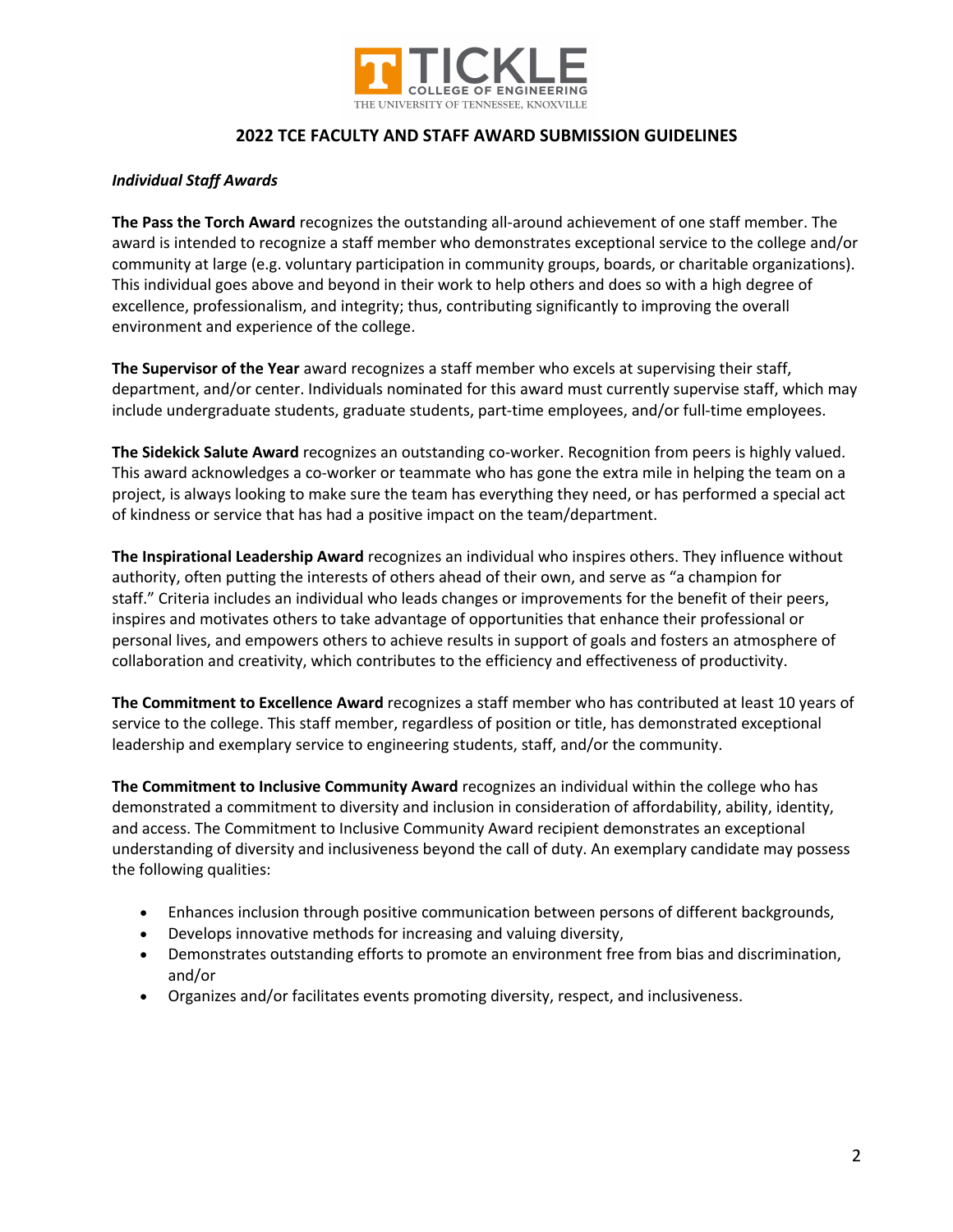## 2022 TCE FACULTY AND STAFF AWARD SUBMISSION GUIDELINES

### *Individual Staff Awards*

**The Pass the Torch Award** recognizes the outstanding all-around achievement of one staff member. The award is intended to recognize a staff member who demonstrates exceptional service to the college and/or community at large (e.g. voluntary participation in community groups, boards, or charitable organizations). This individual goes above and beyond in their work to help others and does so with a high degree of excellence, professionalism, and integrity; thus, contributing significantly to improving the overall environment and experience of the college.

**The Supervisor of the Year** award recognizes a staff member who excels at supervising their staff, department, and/or center. Individuals nominated for this award must currently supervise staff, which may include undergraduate students, graduate students, part-time employees, and/or full-time employees.

**The Sidekick Salute Award** recognizes an outstanding co-worker. Recognition from peers is highly valued. This award acknowledges a co-worker or teammate who has gone the extra mile in helping the team on a project, is always looking to make sure the team has everything they need, or has performed a special act of kindness or service that has had a positive impact on the team/department.

**The Inspirational Leadership Award** recognizes an individual who inspires others. They influence without authority, often putting the interests of others ahead of their own, and serve as "a champion for staff." Criteria includes an individual who leads changes or improvements for the benefit of their peers, inspires and motivates others to take advantage of opportunities that enhance their professional or personal lives, and empowers others to achieve results in support of goals and fosters an atmosphere of collaboration and creativity, which contributes to the efficiency and effectiveness of productivity.

**The Commitment to Excellence Award** recognizes a staff member who has contributed at least 10 years of service to the college. This staff member, regardless of position or title, has demonstrated exceptional leadership and exemplary service to engineering students, staff, and/or the community.

**The Commitment to Inclusive Community Award** recognizes an individual within the college who has demonstrated a commitment to diversity and inclusion in consideration of affordability, ability, identity, and access. The Commitment to Inclusive Community Award recipient demonstrates an exceptional understanding of diversity and inclusiveness beyond the call of duty. An exemplary candidate may possess the following qualities:

- Enhances inclusion through positive communication between persons of different backgrounds,
- Develops innovative methods for increasing and valuing diversity,
- Demonstrates outstanding efforts to promote an environment free from bias and discrimination, and/or
- Organizes and/or facilitates events promoting diversity, respect, and inclusiveness.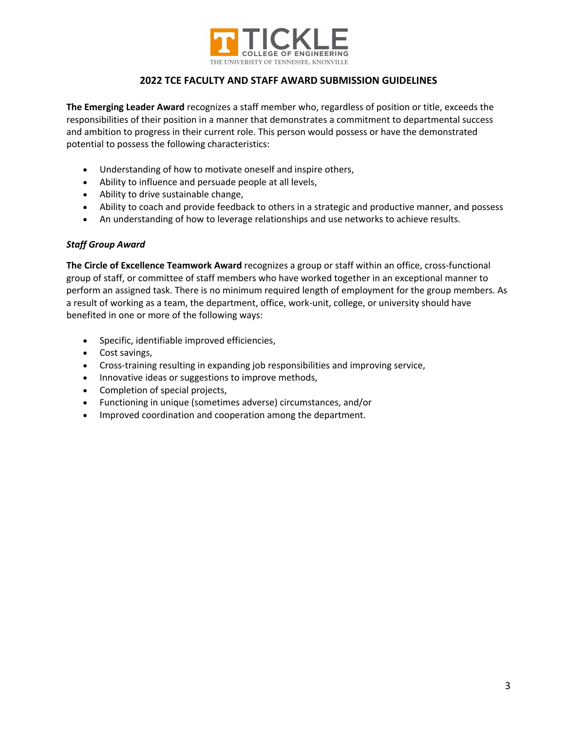## 2022 TCE FACULTY AND STAFF AWARD SUBMISSION GUIDELINES

**The Emerging Leader Award** recognizes a staff member who, regardless of position or title, exceeds the responsibilities of their position in a manner that demonstrates a commitment to departmental success and ambition to progress in their current role. This person would possess or have the demonstrated potential to possess the following characteristics:

- Understanding of how to motivate oneself and inspire others,
- Ability to influence and persuade people at all levels,
- Ability to drive sustainable change,
- Ability to coach and provide feedback to others in a strategic and productive manner, and possess
- An understanding of how to leverage relationships and use networks to achieve results.

***Staff Group Award***

**The Circle of Excellence Teamwork Award** recognizes a group or staff within an office, cross-functional group of staff, or committee of staff members who have worked together in an exceptional manner to perform an assigned task. There is no minimum required length of employment for the group members. As a result of working as a team, the department, office, work-unit, college, or university should have benefited in one or more of the following ways:

- Specific, identifiable improved efficiencies,
- Cost savings,
- Cross-training resulting in expanding job responsibilities and improving service,
- Innovative ideas or suggestions to improve methods,
- Completion of special projects,
- Functioning in unique (sometimes adverse) circumstances, and/or
- Improved coordination and cooperation among the department.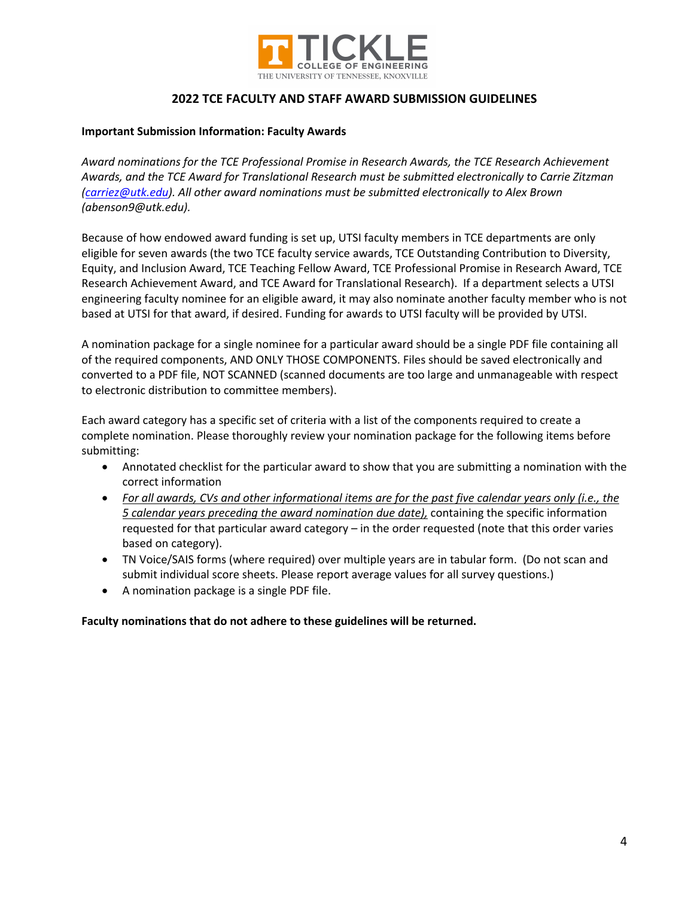# 2022 TCE FACULTY AND STAFF AWARD SUBMISSION GUIDELINES

**Important Submission Information: Faculty Awards**

*Award nominations for the TCE Professional Promise in Research Awards, the TCE Research Achievement Awards, and the TCE Award for Translational Research must be submitted electronically to Carrie Zitzman (carriez@utk.edu). All other award nominations must be submitted electronically to Alex Brown (abenson9@utk.edu).*

Because of how endowed award funding is set up, UTSI faculty members in TCE departments are only eligible for seven awards (the two TCE faculty service awards, TCE Outstanding Contribution to Diversity, Equity, and Inclusion Award, TCE Teaching Fellow Award, TCE Professional Promise in Research Award, TCE Research Achievement Award, and TCE Award for Translational Research). If a department selects a UTSI engineering faculty nominee for an eligible award, it may also nominate another faculty member who is not based at UTSI for that award, if desired. Funding for awards to UTSI faculty will be provided by UTSI.

A nomination package for a single nominee for a particular award should be a single PDF file containing all of the required components, AND ONLY THOSE COMPONENTS. Files should be saved electronically and converted to a PDF file, NOT SCANNED (scanned documents are too large and unmanageable with respect to electronic distribution to committee members).

Each award category has a specific set of criteria with a list of the components required to create a complete nomination. Please thoroughly review your nomination package for the following items before submitting:

- Annotated checklist for the particular award to show that you are submitting a nomination with the correct information
- *For all awards, CVs and other informational items are for the past five calendar years only (i.e., the 5 calendar years preceding the award nomination due date),* containing the specific information requested for that particular award category – in the order requested (note that this order varies based on category).
- TN Voice/SAIS forms (where required) over multiple years are in tabular form. (Do not scan and submit individual score sheets. Please report average values for all survey questions.)
- A nomination package is a single PDF file.

**Faculty nominations that do not adhere to these guidelines will be returned.**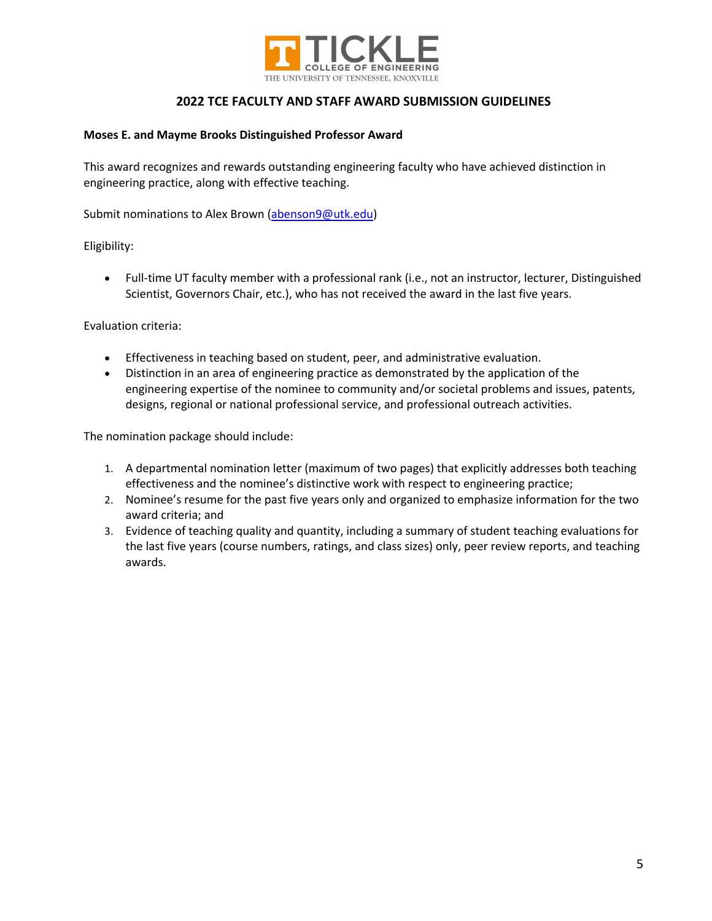# 2022 TCE FACULTY AND STAFF AWARD SUBMISSION GUIDELINES

**Moses E. and Mayme Brooks Distinguished Professor Award**

This award recognizes and rewards outstanding engineering faculty who have achieved distinction in engineering practice, along with effective teaching.

Submit nominations to Alex Brown (abenson9@utk.edu)

Eligibility:

- Full-time UT faculty member with a professional rank (i.e., not an instructor, lecturer, Distinguished Scientist, Governors Chair, etc.), who has not received the award in the last five years.

Evaluation criteria:

- Effectiveness in teaching based on student, peer, and administrative evaluation.
- Distinction in an area of engineering practice as demonstrated by the application of the engineering expertise of the nominee to community and/or societal problems and issues, patents, designs, regional or national professional service, and professional outreach activities.

The nomination package should include:

1. A departmental nomination letter (maximum of two pages) that explicitly addresses both teaching effectiveness and the nominee's distinctive work with respect to engineering practice;
2. Nominee's resume for the past five years only and organized to emphasize information for the two award criteria; and
3. Evidence of teaching quality and quantity, including a summary of student teaching evaluations for the last five years (course numbers, ratings, and class sizes) only, peer review reports, and teaching awards.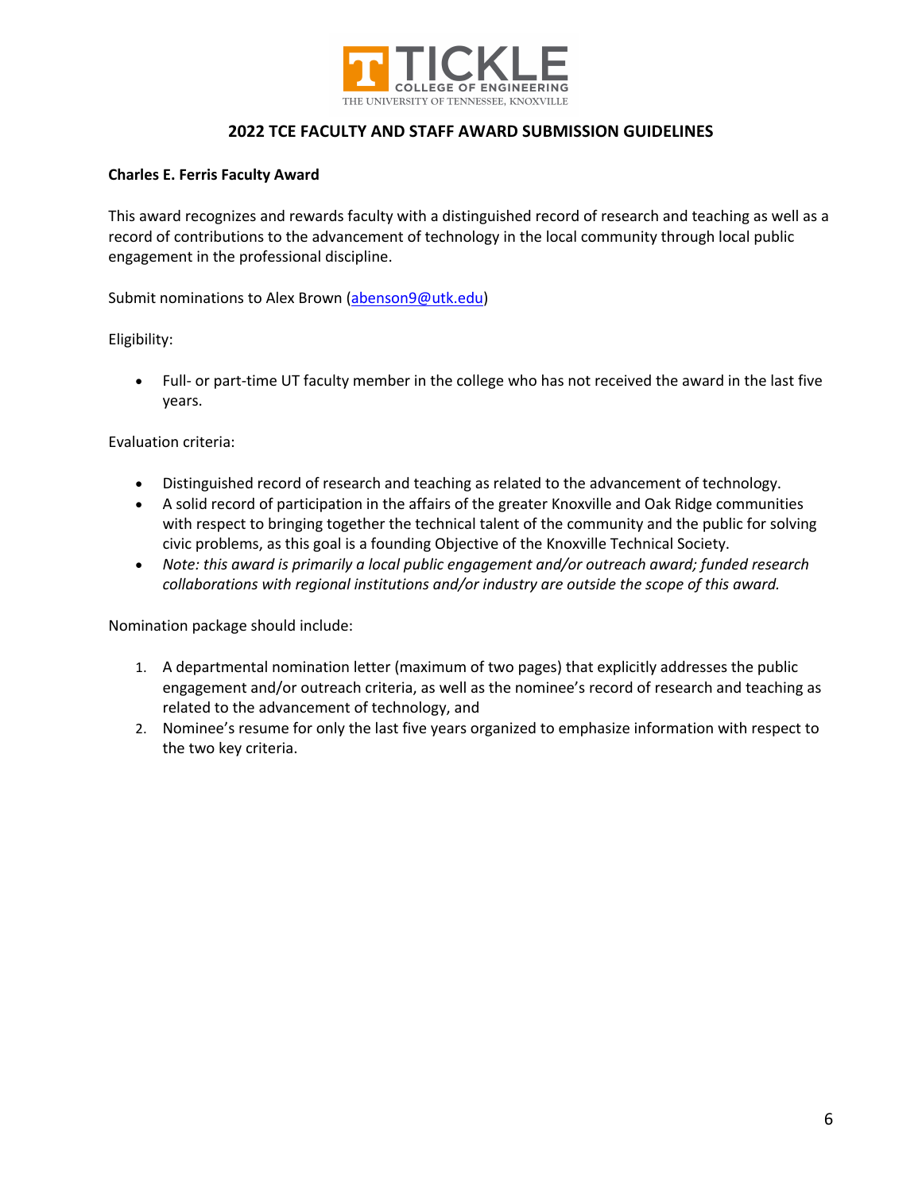TICKLE
COLLEGE OF ENGINEERING
THE UNIVERSITY OF TENNESSEE, KNOXVILLE

## 2022 TCE FACULTY AND STAFF AWARD SUBMISSION GUIDELINES

**Charles E. Ferris Faculty Award**

This award recognizes and rewards faculty with a distinguished record of research and teaching as well as a record of contributions to the advancement of technology in the local community through local public engagement in the professional discipline.

Submit nominations to Alex Brown (abenson9@utk.edu)

Eligibility:

- Full- or part-time UT faculty member in the college who has not received the award in the last five years.

Evaluation criteria:

- Distinguished record of research and teaching as related to the advancement of technology.
- A solid record of participation in the affairs of the greater Knoxville and Oak Ridge communities with respect to bringing together the technical talent of the community and the public for solving civic problems, as this goal is a founding Objective of the Knoxville Technical Society.
- *Note: this award is primarily a local public engagement and/or outreach award; funded research collaborations with regional institutions and/or industry are outside the scope of this award.*

Nomination package should include:

1. A departmental nomination letter (maximum of two pages) that explicitly addresses the public engagement and/or outreach criteria, as well as the nominee's record of research and teaching as related to the advancement of technology, and
2. Nominee's resume for only the last five years organized to emphasize information with respect to the two key criteria.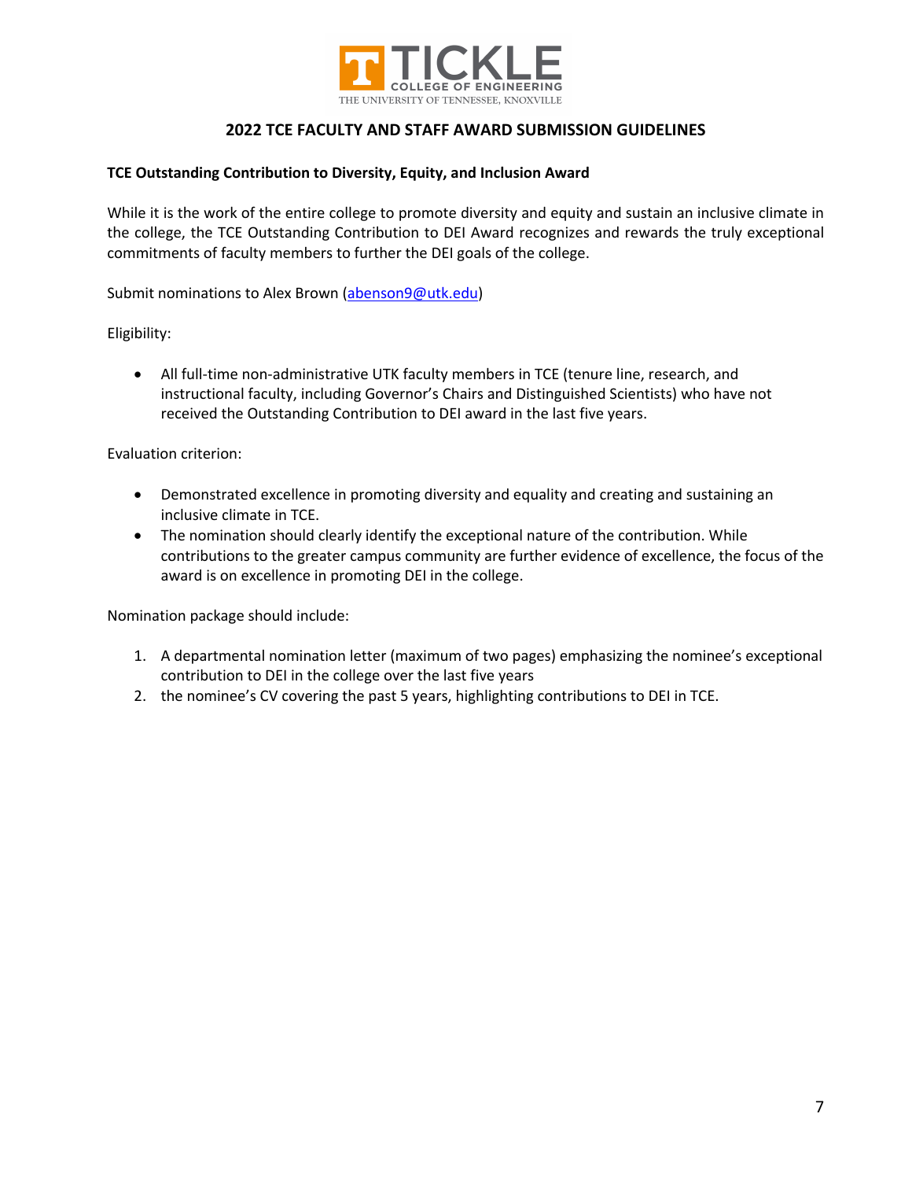TICKLE COLLEGE OF ENGINEERING
THE UNIVERSITY OF TENNESSEE, KNOXVILLE

## 2022 TCE FACULTY AND STAFF AWARD SUBMISSION GUIDELINES

**TCE Outstanding Contribution to Diversity, Equity, and Inclusion Award**

While it is the work of the entire college to promote diversity and equity and sustain an inclusive climate in the college, the TCE Outstanding Contribution to DEI Award recognizes and rewards the truly exceptional commitments of faculty members to further the DEI goals of the college.

Submit nominations to Alex Brown (abenson9@utk.edu)

Eligibility:

- All full-time non-administrative UTK faculty members in TCE (tenure line, research, and instructional faculty, including Governor's Chairs and Distinguished Scientists) who have not received the Outstanding Contribution to DEI award in the last five years.

Evaluation criterion:

- Demonstrated excellence in promoting diversity and equality and creating and sustaining an inclusive climate in TCE.
- The nomination should clearly identify the exceptional nature of the contribution. While contributions to the greater campus community are further evidence of excellence, the focus of the award is on excellence in promoting DEI in the college.

Nomination package should include:

1. A departmental nomination letter (maximum of two pages) emphasizing the nominee's exceptional contribution to DEI in the college over the last five years
2. the nominee's CV covering the past 5 years, highlighting contributions to DEI in TCE.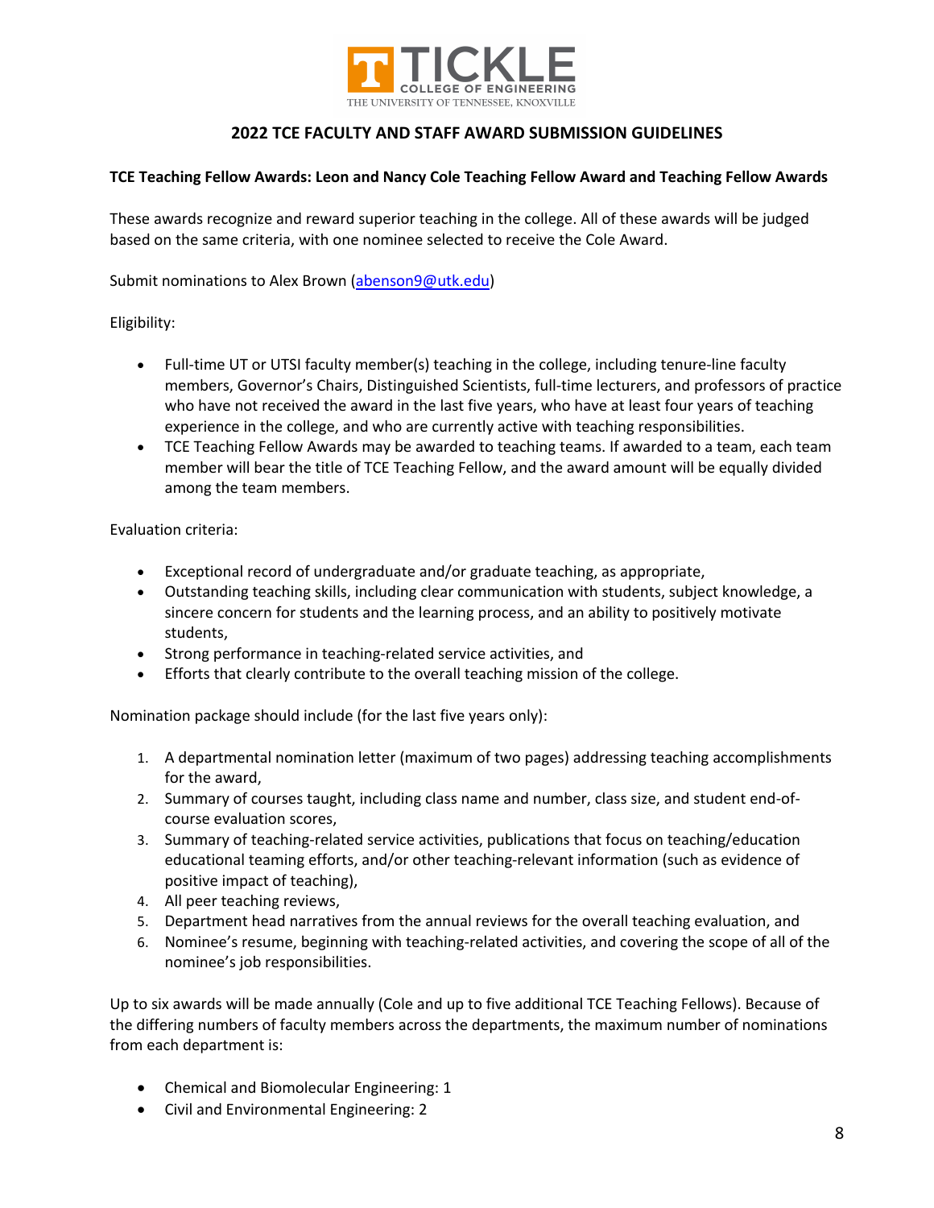TICKLE COLLEGE OF ENGINEERING
THE UNIVERSITY OF TENNESSEE, KNOXVILLE

## 2022 TCE FACULTY AND STAFF AWARD SUBMISSION GUIDELINES

**TCE Teaching Fellow Awards: Leon and Nancy Cole Teaching Fellow Award and Teaching Fellow Awards**

These awards recognize and reward superior teaching in the college. All of these awards will be judged based on the same criteria, with one nominee selected to receive the Cole Award.

Submit nominations to Alex Brown (abenson9@utk.edu)

Eligibility:

- Full-time UT or UTSI faculty member(s) teaching in the college, including tenure-line faculty members, Governor's Chairs, Distinguished Scientists, full-time lecturers, and professors of practice who have not received the award in the last five years, who have at least four years of teaching experience in the college, and who are currently active with teaching responsibilities.
- TCE Teaching Fellow Awards may be awarded to teaching teams. If awarded to a team, each team member will bear the title of TCE Teaching Fellow, and the award amount will be equally divided among the team members.

Evaluation criteria:

- Exceptional record of undergraduate and/or graduate teaching, as appropriate,
- Outstanding teaching skills, including clear communication with students, subject knowledge, a sincere concern for students and the learning process, and an ability to positively motivate students,
- Strong performance in teaching-related service activities, and
- Efforts that clearly contribute to the overall teaching mission of the college.

Nomination package should include (for the last five years only):

1. A departmental nomination letter (maximum of two pages) addressing teaching accomplishments for the award,
2. Summary of courses taught, including class name and number, class size, and student end-of-course evaluation scores,
3. Summary of teaching-related service activities, publications that focus on teaching/education educational teaming efforts, and/or other teaching-relevant information (such as evidence of positive impact of teaching),
4. All peer teaching reviews,
5. Department head narratives from the annual reviews for the overall teaching evaluation, and
6. Nominee's resume, beginning with teaching-related activities, and covering the scope of all of the nominee's job responsibilities.

Up to six awards will be made annually (Cole and up to five additional TCE Teaching Fellows). Because of the differing numbers of faculty members across the departments, the maximum number of nominations from each department is:

- Chemical and Biomolecular Engineering: 1
- Civil and Environmental Engineering: 2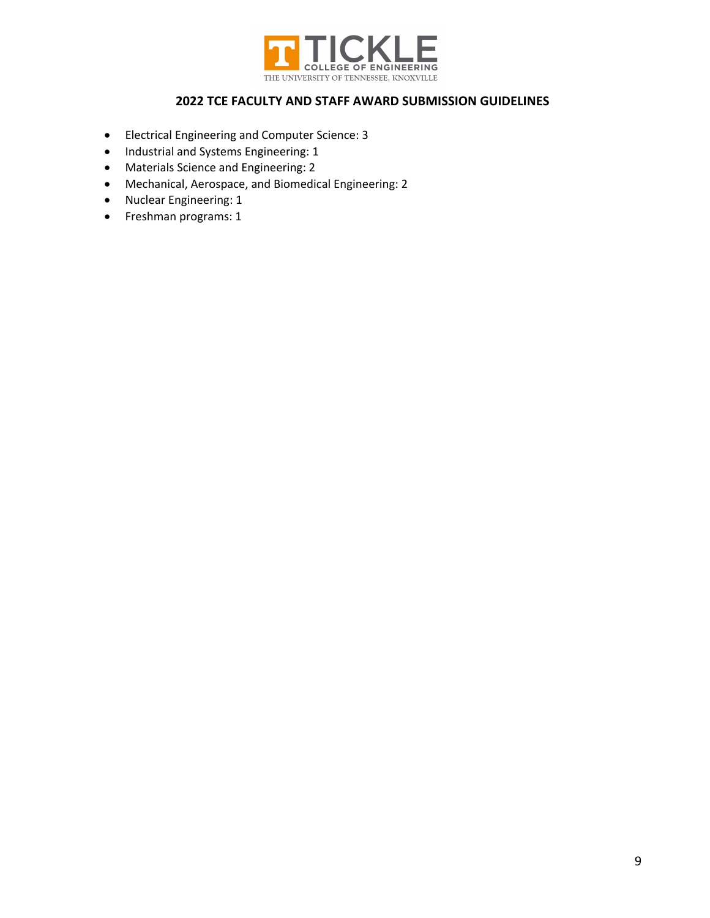- Electrical Engineering and Computer Science: 3
- Industrial and Systems Engineering: 1
- Materials Science and Engineering: 2
- Mechanical, Aerospace, and Biomedical Engineering: 2
- Nuclear Engineering: 1
- Freshman programs: 1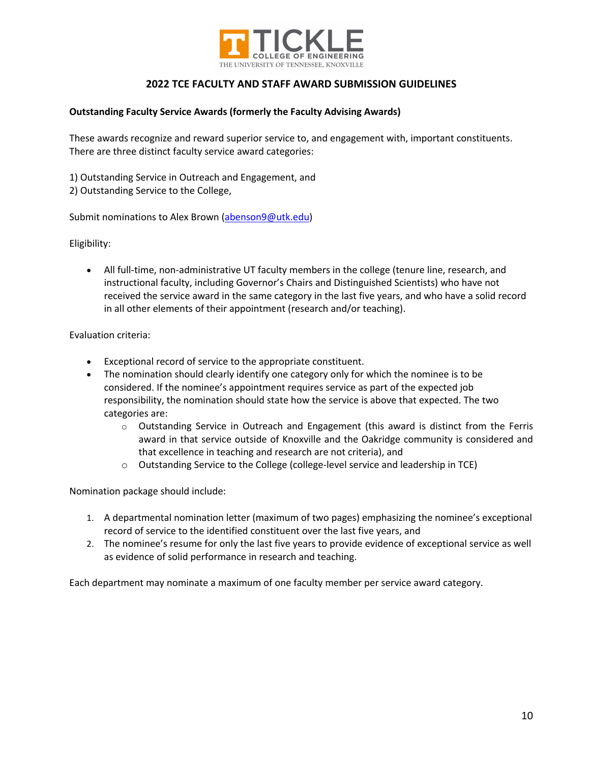# 2022 TCE FACULTY AND STAFF AWARD SUBMISSION GUIDELINES

**Outstanding Faculty Service Awards (formerly the Faculty Advising Awards)**

These awards recognize and reward superior service to, and engagement with, important constituents. There are three distinct faculty service award categories:

1) Outstanding Service in Outreach and Engagement, and
2) Outstanding Service to the College,

Submit nominations to Alex Brown (abenson9@utk.edu)

Eligibility:

- All full-time, non-administrative UT faculty members in the college (tenure line, research, and instructional faculty, including Governor's Chairs and Distinguished Scientists) who have not received the service award in the same category in the last five years, and who have a solid record in all other elements of their appointment (research and/or teaching).

Evaluation criteria:

- Exceptional record of service to the appropriate constituent.
- The nomination should clearly identify one category only for which the nominee is to be considered. If the nominee's appointment requires service as part of the expected job responsibility, the nomination should state how the service is above that expected. The two categories are:
  - Outstanding Service in Outreach and Engagement (this award is distinct from the Ferris award in that service outside of Knoxville and the Oakridge community is considered and that excellence in teaching and research are not criteria), and
  - Outstanding Service to the College (college-level service and leadership in TCE)

Nomination package should include:

1. A departmental nomination letter (maximum of two pages) emphasizing the nominee's exceptional record of service to the identified constituent over the last five years, and
2. The nominee's resume for only the last five years to provide evidence of exceptional service as well as evidence of solid performance in research and teaching.

Each department may nominate a maximum of one faculty member per service award category.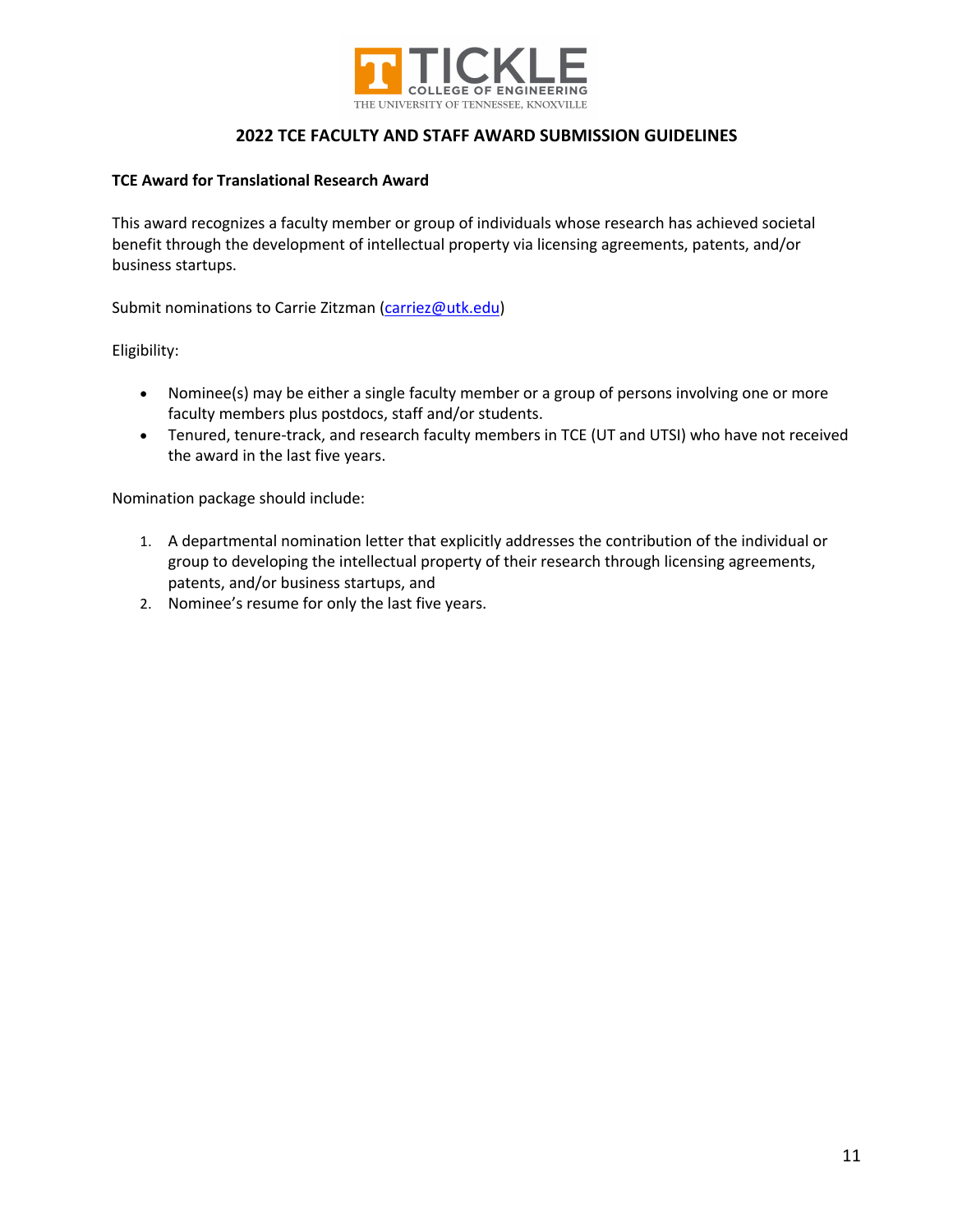## 2022 TCE FACULTY AND STAFF AWARD SUBMISSION GUIDELINES

**TCE Award for Translational Research Award**

This award recognizes a faculty member or group of individuals whose research has achieved societal benefit through the development of intellectual property via licensing agreements, patents, and/or business startups.

Submit nominations to Carrie Zitzman (carriez@utk.edu)

Eligibility:

- Nominee(s) may be either a single faculty member or a group of persons involving one or more faculty members plus postdocs, staff and/or students.
- Tenured, tenure-track, and research faculty members in TCE (UT and UTSI) who have not received the award in the last five years.

Nomination package should include:

1. A departmental nomination letter that explicitly addresses the contribution of the individual or group to developing the intellectual property of their research through licensing agreements, patents, and/or business startups, and
2. Nominee's resume for only the last five years.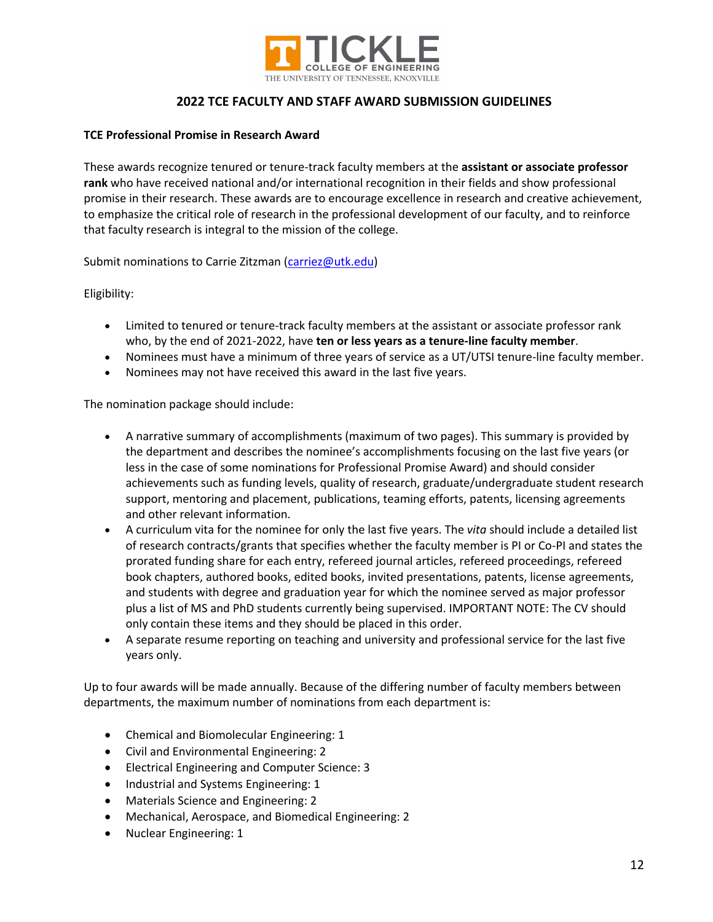TICKLE COLLEGE OF ENGINEERING
THE UNIVERSITY OF TENNESSEE, KNOXVILLE

## 2022 TCE FACULTY AND STAFF AWARD SUBMISSION GUIDELINES

**TCE Professional Promise in Research Award**

These awards recognize tenured or tenure-track faculty members at the **assistant or associate professor rank** who have received national and/or international recognition in their fields and show professional promise in their research. These awards are to encourage excellence in research and creative achievement, to emphasize the critical role of research in the professional development of our faculty, and to reinforce that faculty research is integral to the mission of the college.

Submit nominations to Carrie Zitzman (carriez@utk.edu)

Eligibility:

- Limited to tenured or tenure-track faculty members at the assistant or associate professor rank who, by the end of 2021-2022, have **ten or less years as a tenure-line faculty member**.
- Nominees must have a minimum of three years of service as a UT/UTSI tenure-line faculty member.
- Nominees may not have received this award in the last five years.

The nomination package should include:

- A narrative summary of accomplishments (maximum of two pages). This summary is provided by the department and describes the nominee's accomplishments focusing on the last five years (or less in the case of some nominations for Professional Promise Award) and should consider achievements such as funding levels, quality of research, graduate/undergraduate student research support, mentoring and placement, publications, teaming efforts, patents, licensing agreements and other relevant information.
- A curriculum vita for the nominee for only the last five years. The *vita* should include a detailed list of research contracts/grants that specifies whether the faculty member is PI or Co-PI and states the prorated funding share for each entry, refereed journal articles, refereed proceedings, refereed book chapters, authored books, edited books, invited presentations, patents, license agreements, and students with degree and graduation year for which the nominee served as major professor plus a list of MS and PhD students currently being supervised. IMPORTANT NOTE: The CV should only contain these items and they should be placed in this order.
- A separate resume reporting on teaching and university and professional service for the last five years only.

Up to four awards will be made annually. Because of the differing number of faculty members between departments, the maximum number of nominations from each department is:

- Chemical and Biomolecular Engineering: 1
- Civil and Environmental Engineering: 2
- Electrical Engineering and Computer Science: 3
- Industrial and Systems Engineering: 1
- Materials Science and Engineering: 2
- Mechanical, Aerospace, and Biomedical Engineering: 2
- Nuclear Engineering: 1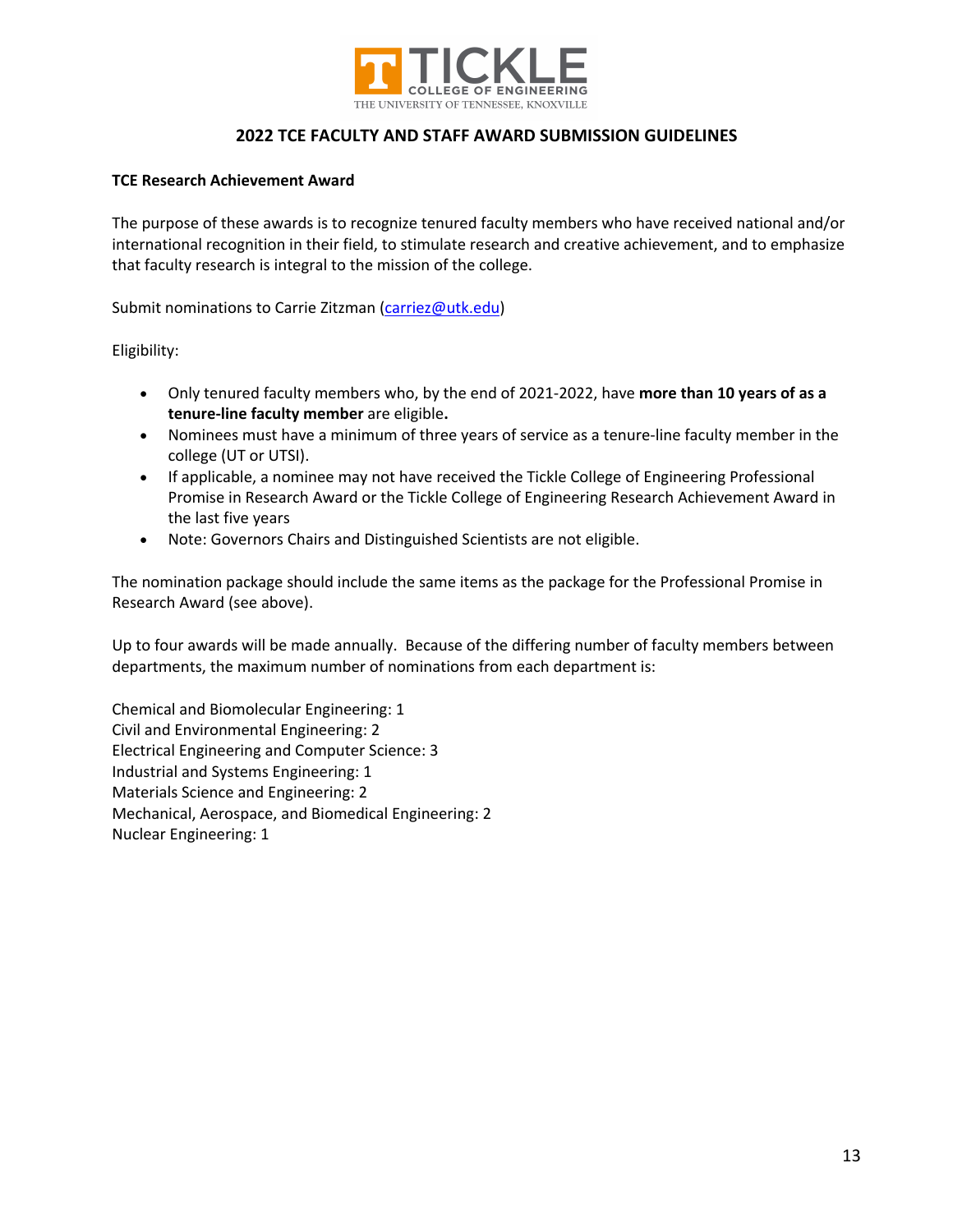## 2022 TCE FACULTY AND STAFF AWARD SUBMISSION GUIDELINES

**TCE Research Achievement Award**

The purpose of these awards is to recognize tenured faculty members who have received national and/or international recognition in their field, to stimulate research and creative achievement, and to emphasize that faculty research is integral to the mission of the college.

Submit nominations to Carrie Zitzman (carriez@utk.edu)

Eligibility:

- Only tenured faculty members who, by the end of 2021-2022, have **more than 10 years of as a tenure-line faculty member** are eligible**.**
- Nominees must have a minimum of three years of service as a tenure-line faculty member in the college (UT or UTSI).
- If applicable, a nominee may not have received the Tickle College of Engineering Professional Promise in Research Award or the Tickle College of Engineering Research Achievement Award in the last five years
- Note: Governors Chairs and Distinguished Scientists are not eligible.

The nomination package should include the same items as the package for the Professional Promise in Research Award (see above).

Up to four awards will be made annually. Because of the differing number of faculty members between departments, the maximum number of nominations from each department is:

Chemical and Biomolecular Engineering: 1
Civil and Environmental Engineering: 2
Electrical Engineering and Computer Science: 3
Industrial and Systems Engineering: 1
Materials Science and Engineering: 2
Mechanical, Aerospace, and Biomedical Engineering: 2
Nuclear Engineering: 1